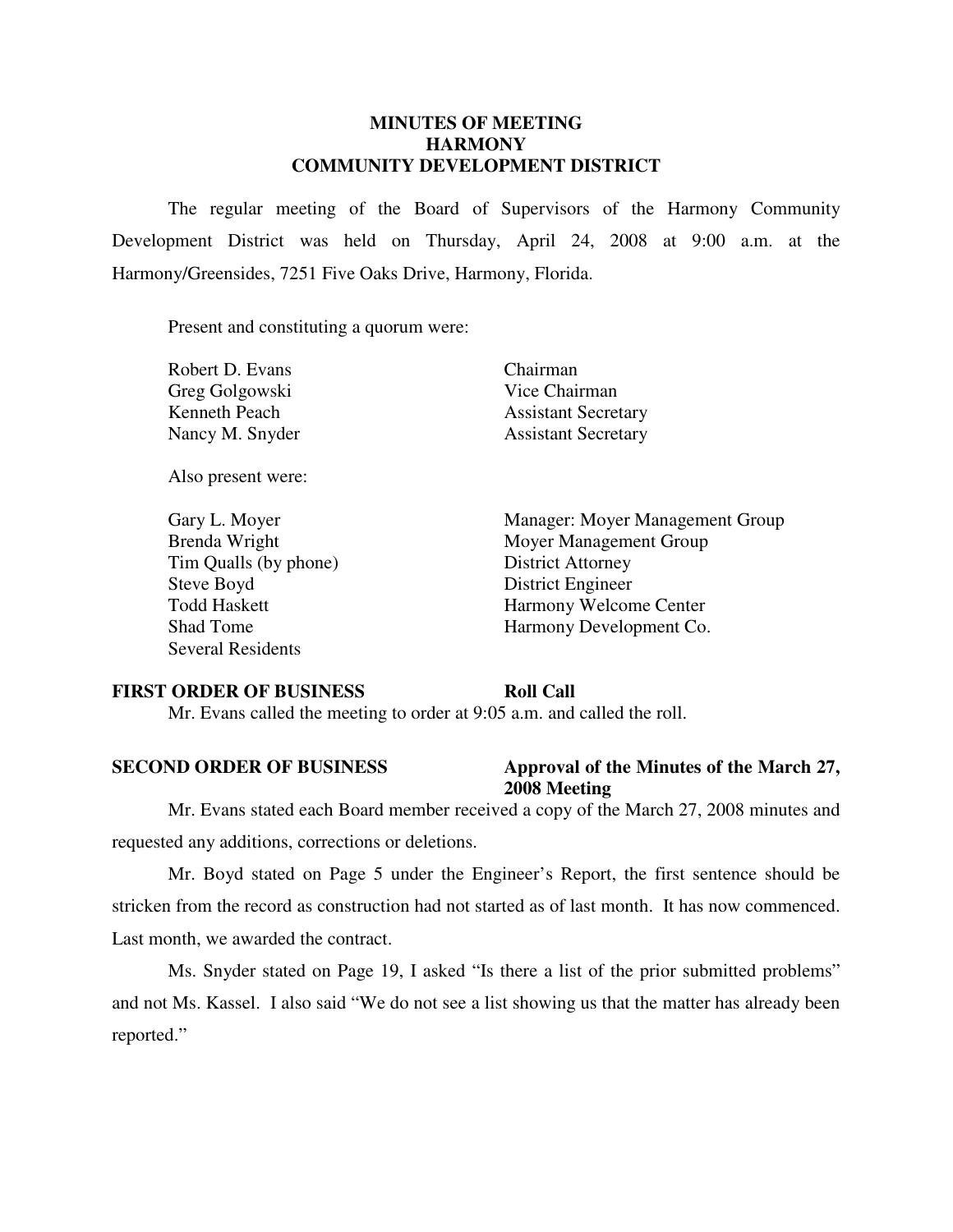# MINUTES OF MEETING
# HARMONY
# COMMUNITY DEVELOPMENT DISTRICT

The regular meeting of the Board of Supervisors of the Harmony Community Development District was held on Thursday, April 24, 2008 at 9:00 a.m. at the Harmony/Greensides, 7251 Five Oaks Drive, Harmony, Florida.

Present and constituting a quorum were:

| | |
|---|---|
| Robert D. Evans | Chairman |
| Greg Golgowski | Vice Chairman |
| Kenneth Peach | Assistant Secretary |
| Nancy M. Snyder | Assistant Secretary |

Also present were:

| | |
|---|---|
| Gary L. Moyer | Manager: Moyer Management Group |
| Brenda Wright | Moyer Management Group |
| Tim Qualls (by phone) | District Attorney |
| Steve Boyd | District Engineer |
| Todd Haskett | Harmony Welcome Center |
| Shad Tome | Harmony Development Co. |
| Several Residents | |

**FIRST ORDER OF BUSINESS — Roll Call**

Mr. Evans called the meeting to order at 9:05 a.m. and called the roll.

**SECOND ORDER OF BUSINESS — Approval of the Minutes of the March 27, 2008 Meeting**

Mr. Evans stated each Board member received a copy of the March 27, 2008 minutes and requested any additions, corrections or deletions.

Mr. Boyd stated on Page 5 under the Engineer's Report, the first sentence should be stricken from the record as construction had not started as of last month. It has now commenced. Last month, we awarded the contract.

Ms. Snyder stated on Page 19, I asked "Is there a list of the prior submitted problems" and not Ms. Kassel. I also said "We do not see a list showing us that the matter has already been reported."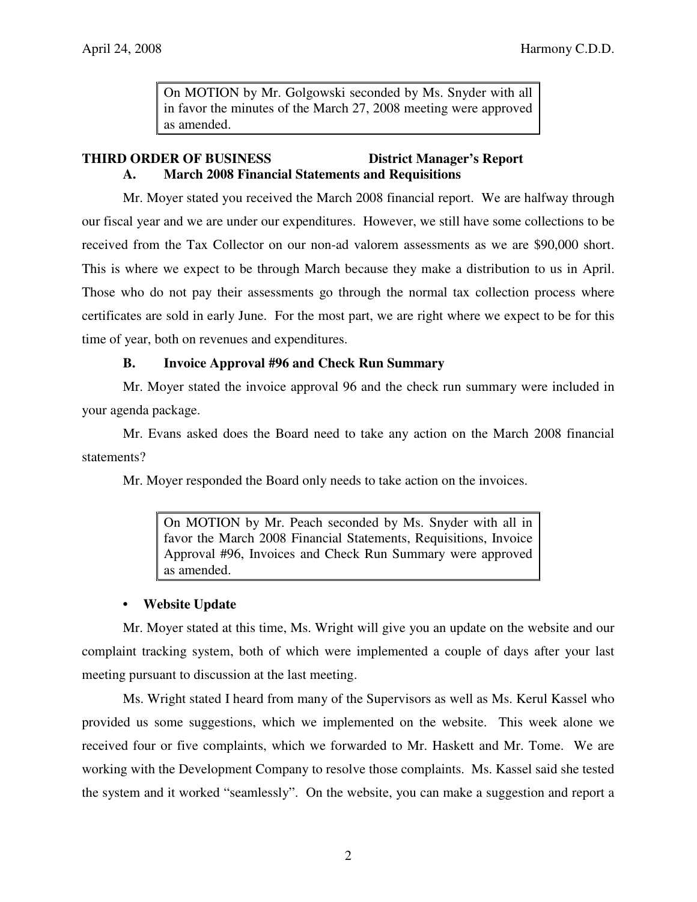On MOTION by Mr. Golgowski seconded by Ms. Snyder with all in favor the minutes of the March 27, 2008 meeting were approved as amended.

**THIRD ORDER OF BUSINESS — District Manager's Report**

**A. March 2008 Financial Statements and Requisitions**

Mr. Moyer stated you received the March 2008 financial report. We are halfway through our fiscal year and we are under our expenditures. However, we still have some collections to be received from the Tax Collector on our non-ad valorem assessments as we are $90,000 short. This is where we expect to be through March because they make a distribution to us in April. Those who do not pay their assessments go through the normal tax collection process where certificates are sold in early June. For the most part, we are right where we expect to be for this time of year, both on revenues and expenditures.

**B. Invoice Approval #96 and Check Run Summary**

Mr. Moyer stated the invoice approval 96 and the check run summary were included in your agenda package.

Mr. Evans asked does the Board need to take any action on the March 2008 financial statements?

Mr. Moyer responded the Board only needs to take action on the invoices.

On MOTION by Mr. Peach seconded by Ms. Snyder with all in favor the March 2008 Financial Statements, Requisitions, Invoice Approval #96, Invoices and Check Run Summary were approved as amended.

- **Website Update**

Mr. Moyer stated at this time, Ms. Wright will give you an update on the website and our complaint tracking system, both of which were implemented a couple of days after your last meeting pursuant to discussion at the last meeting.

Ms. Wright stated I heard from many of the Supervisors as well as Ms. Kerul Kassel who provided us some suggestions, which we implemented on the website. This week alone we received four or five complaints, which we forwarded to Mr. Haskett and Mr. Tome. We are working with the Development Company to resolve those complaints. Ms. Kassel said she tested the system and it worked "seamlessly". On the website, you can make a suggestion and report a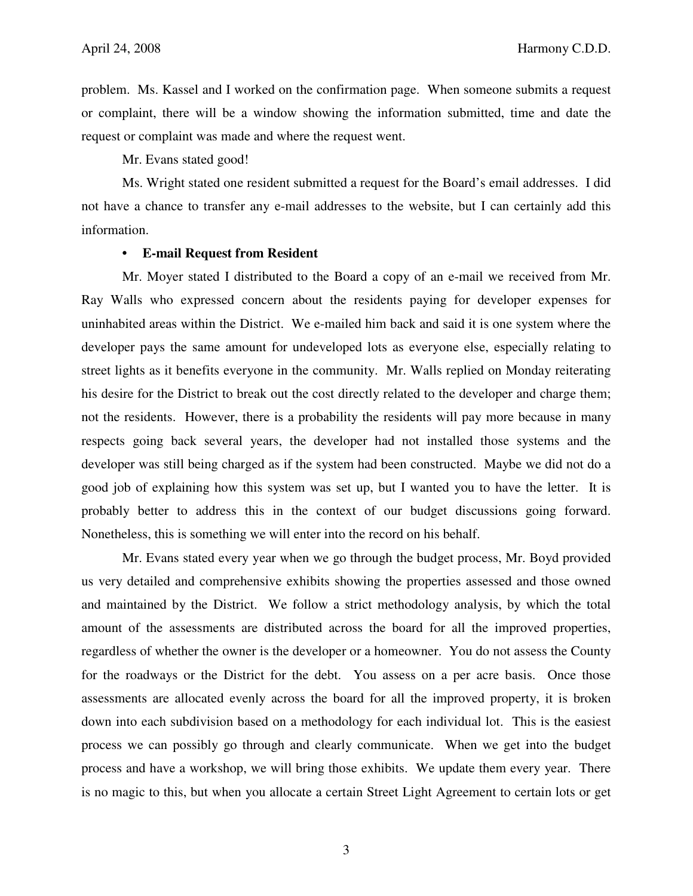problem. Ms. Kassel and I worked on the confirmation page. When someone submits a request or complaint, there will be a window showing the information submitted, time and date the request or complaint was made and where the request went.

Mr. Evans stated good!

Ms. Wright stated one resident submitted a request for the Board's email addresses. I did not have a chance to transfer any e-mail addresses to the website, but I can certainly add this information.

- **E-mail Request from Resident**

Mr. Moyer stated I distributed to the Board a copy of an e-mail we received from Mr. Ray Walls who expressed concern about the residents paying for developer expenses for uninhabited areas within the District. We e-mailed him back and said it is one system where the developer pays the same amount for undeveloped lots as everyone else, especially relating to street lights as it benefits everyone in the community. Mr. Walls replied on Monday reiterating his desire for the District to break out the cost directly related to the developer and charge them; not the residents. However, there is a probability the residents will pay more because in many respects going back several years, the developer had not installed those systems and the developer was still being charged as if the system had been constructed. Maybe we did not do a good job of explaining how this system was set up, but I wanted you to have the letter. It is probably better to address this in the context of our budget discussions going forward. Nonetheless, this is something we will enter into the record on his behalf.

Mr. Evans stated every year when we go through the budget process, Mr. Boyd provided us very detailed and comprehensive exhibits showing the properties assessed and those owned and maintained by the District. We follow a strict methodology analysis, by which the total amount of the assessments are distributed across the board for all the improved properties, regardless of whether the owner is the developer or a homeowner. You do not assess the County for the roadways or the District for the debt. You assess on a per acre basis. Once those assessments are allocated evenly across the board for all the improved property, it is broken down into each subdivision based on a methodology for each individual lot. This is the easiest process we can possibly go through and clearly communicate. When we get into the budget process and have a workshop, we will bring those exhibits. We update them every year. There is no magic to this, but when you allocate a certain Street Light Agreement to certain lots or get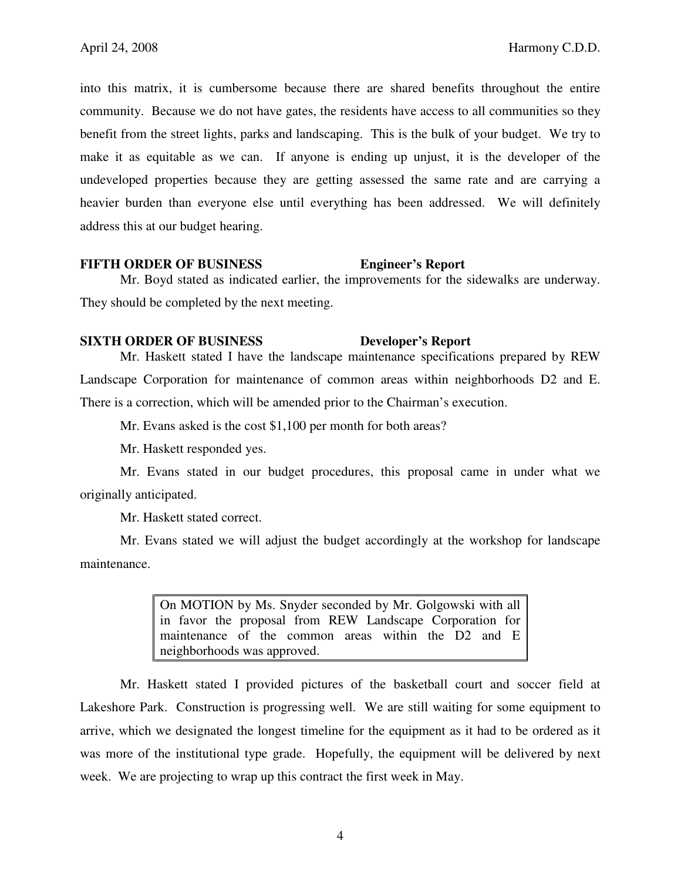into this matrix, it is cumbersome because there are shared benefits throughout the entire community. Because we do not have gates, the residents have access to all communities so they benefit from the street lights, parks and landscaping. This is the bulk of your budget. We try to make it as equitable as we can. If anyone is ending up unjust, it is the developer of the undeveloped properties because they are getting assessed the same rate and are carrying a heavier burden than everyone else until everything has been addressed. We will definitely address this at our budget hearing.

**FIFTH ORDER OF BUSINESS Engineer's Report**

Mr. Boyd stated as indicated earlier, the improvements for the sidewalks are underway. They should be completed by the next meeting.

**SIXTH ORDER OF BUSINESS Developer's Report**

Mr. Haskett stated I have the landscape maintenance specifications prepared by REW Landscape Corporation for maintenance of common areas within neighborhoods D2 and E. There is a correction, which will be amended prior to the Chairman's execution.

Mr. Evans asked is the cost $1,100 per month for both areas?

Mr. Haskett responded yes.

Mr. Evans stated in our budget procedures, this proposal came in under what we originally anticipated.

Mr. Haskett stated correct.

Mr. Evans stated we will adjust the budget accordingly at the workshop for landscape maintenance.

> On MOTION by Ms. Snyder seconded by Mr. Golgowski with all in favor the proposal from REW Landscape Corporation for maintenance of the common areas within the D2 and E neighborhoods was approved.

Mr. Haskett stated I provided pictures of the basketball court and soccer field at Lakeshore Park. Construction is progressing well. We are still waiting for some equipment to arrive, which we designated the longest timeline for the equipment as it had to be ordered as it was more of the institutional type grade. Hopefully, the equipment will be delivered by next week. We are projecting to wrap up this contract the first week in May.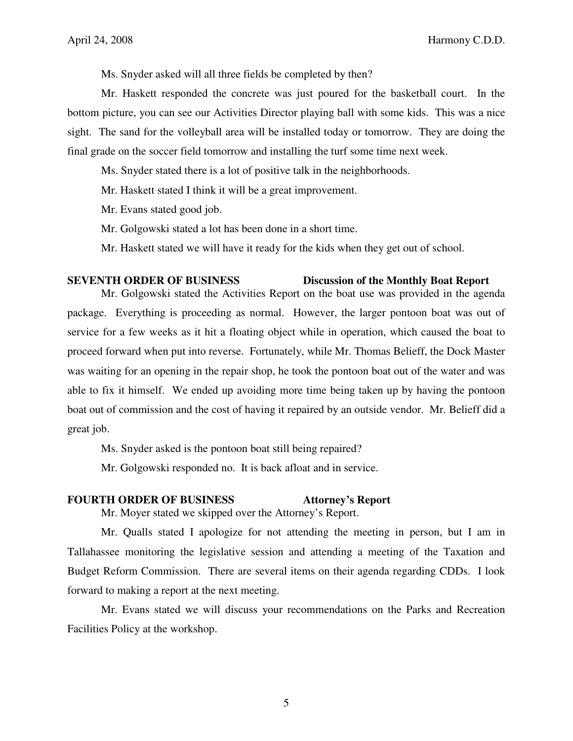Ms. Snyder asked will all three fields be completed by then?

Mr. Haskett responded the concrete was just poured for the basketball court. In the bottom picture, you can see our Activities Director playing ball with some kids. This was a nice sight. The sand for the volleyball area will be installed today or tomorrow. They are doing the final grade on the soccer field tomorrow and installing the turf some time next week.

Ms. Snyder stated there is a lot of positive talk in the neighborhoods.

Mr. Haskett stated I think it will be a great improvement.

Mr. Evans stated good job.

Mr. Golgowski stated a lot has been done in a short time.

Mr. Haskett stated we will have it ready for the kids when they get out of school.

**SEVENTH ORDER OF BUSINESS — Discussion of the Monthly Boat Report**

Mr. Golgowski stated the Activities Report on the boat use was provided in the agenda package. Everything is proceeding as normal. However, the larger pontoon boat was out of service for a few weeks as it hit a floating object while in operation, which caused the boat to proceed forward when put into reverse. Fortunately, while Mr. Thomas Belieff, the Dock Master was waiting for an opening in the repair shop, he took the pontoon boat out of the water and was able to fix it himself. We ended up avoiding more time being taken up by having the pontoon boat out of commission and the cost of having it repaired by an outside vendor. Mr. Belieff did a great job.

Ms. Snyder asked is the pontoon boat still being repaired?

Mr. Golgowski responded no. It is back afloat and in service.

**FOURTH ORDER OF BUSINESS — Attorney's Report**

Mr. Moyer stated we skipped over the Attorney's Report.

Mr. Qualls stated I apologize for not attending the meeting in person, but I am in Tallahassee monitoring the legislative session and attending a meeting of the Taxation and Budget Reform Commission. There are several items on their agenda regarding CDDs. I look forward to making a report at the next meeting.

Mr. Evans stated we will discuss your recommendations on the Parks and Recreation Facilities Policy at the workshop.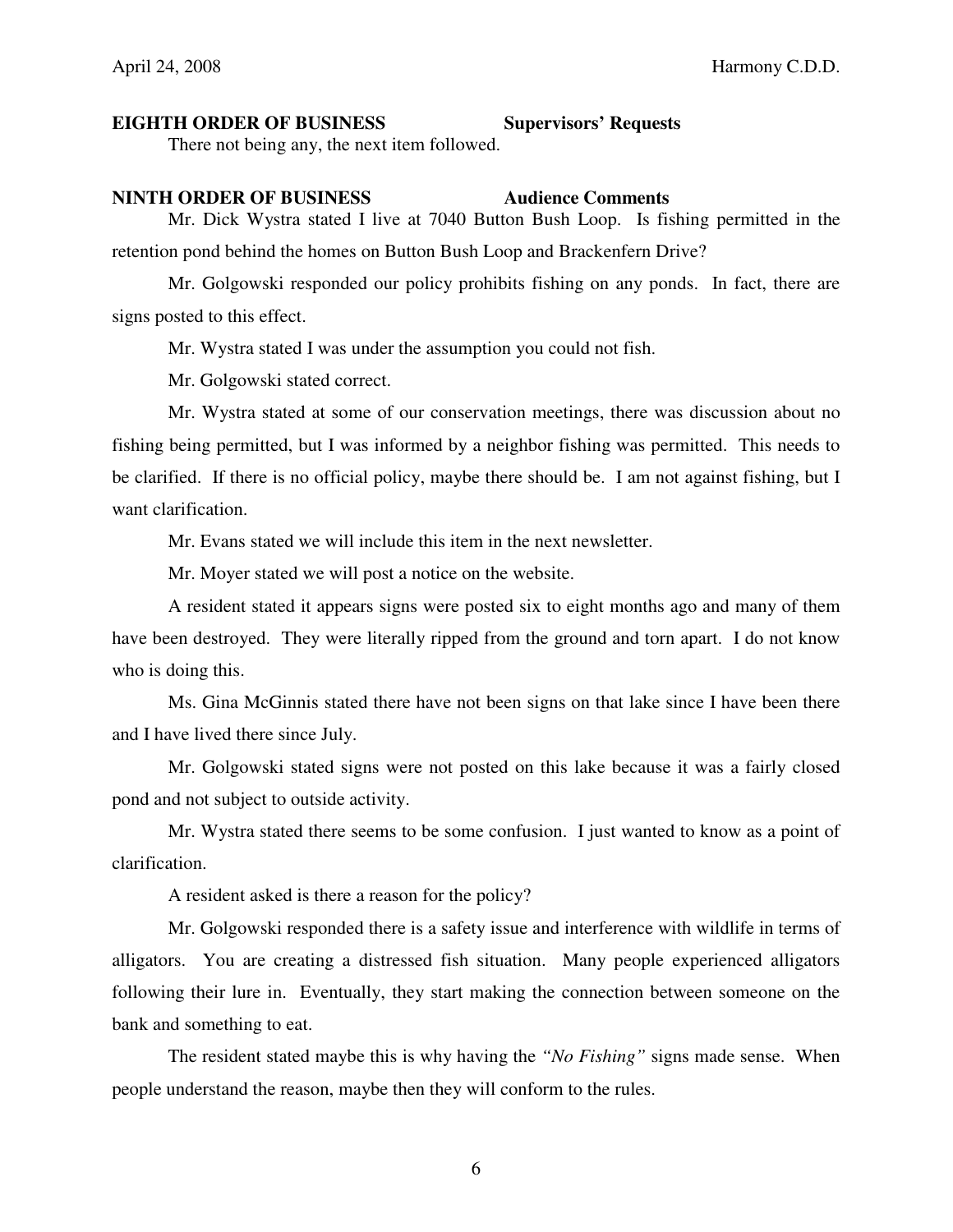**EIGHTH ORDER OF BUSINESS** **Supervisors' Requests**

There not being any, the next item followed.

**NINTH ORDER OF BUSINESS** **Audience Comments**

Mr. Dick Wystra stated I live at 7040 Button Bush Loop. Is fishing permitted in the retention pond behind the homes on Button Bush Loop and Brackenfern Drive?

Mr. Golgowski responded our policy prohibits fishing on any ponds. In fact, there are signs posted to this effect.

Mr. Wystra stated I was under the assumption you could not fish.

Mr. Golgowski stated correct.

Mr. Wystra stated at some of our conservation meetings, there was discussion about no fishing being permitted, but I was informed by a neighbor fishing was permitted. This needs to be clarified. If there is no official policy, maybe there should be. I am not against fishing, but I want clarification.

Mr. Evans stated we will include this item in the next newsletter.

Mr. Moyer stated we will post a notice on the website.

A resident stated it appears signs were posted six to eight months ago and many of them have been destroyed. They were literally ripped from the ground and torn apart. I do not know who is doing this.

Ms. Gina McGinnis stated there have not been signs on that lake since I have been there and I have lived there since July.

Mr. Golgowski stated signs were not posted on this lake because it was a fairly closed pond and not subject to outside activity.

Mr. Wystra stated there seems to be some confusion. I just wanted to know as a point of clarification.

A resident asked is there a reason for the policy?

Mr. Golgowski responded there is a safety issue and interference with wildlife in terms of alligators. You are creating a distressed fish situation. Many people experienced alligators following their lure in. Eventually, they start making the connection between someone on the bank and something to eat.

The resident stated maybe this is why having the *"No Fishing"* signs made sense. When people understand the reason, maybe then they will conform to the rules.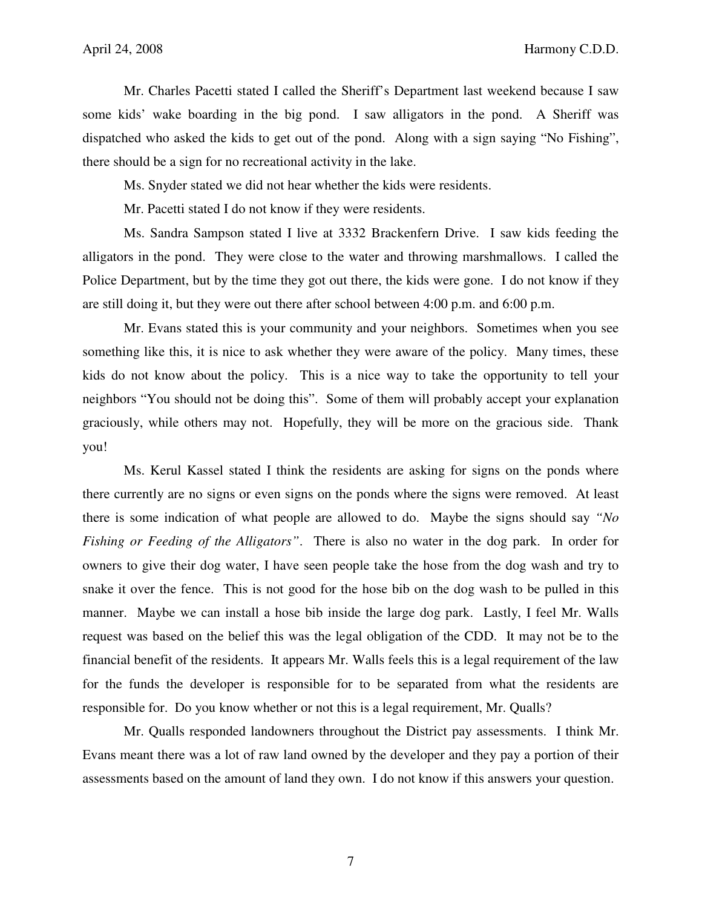Mr. Charles Pacetti stated I called the Sheriff's Department last weekend because I saw some kids' wake boarding in the big pond. I saw alligators in the pond. A Sheriff was dispatched who asked the kids to get out of the pond. Along with a sign saying "No Fishing", there should be a sign for no recreational activity in the lake.

Ms. Snyder stated we did not hear whether the kids were residents.

Mr. Pacetti stated I do not know if they were residents.

Ms. Sandra Sampson stated I live at 3332 Brackenfern Drive. I saw kids feeding the alligators in the pond. They were close to the water and throwing marshmallows. I called the Police Department, but by the time they got out there, the kids were gone. I do not know if they are still doing it, but they were out there after school between 4:00 p.m. and 6:00 p.m.

Mr. Evans stated this is your community and your neighbors. Sometimes when you see something like this, it is nice to ask whether they were aware of the policy. Many times, these kids do not know about the policy. This is a nice way to take the opportunity to tell your neighbors "You should not be doing this". Some of them will probably accept your explanation graciously, while others may not. Hopefully, they will be more on the gracious side. Thank you!

Ms. Kerul Kassel stated I think the residents are asking for signs on the ponds where there currently are no signs or even signs on the ponds where the signs were removed. At least there is some indication of what people are allowed to do. Maybe the signs should say *"No Fishing or Feeding of the Alligators"*. There is also no water in the dog park. In order for owners to give their dog water, I have seen people take the hose from the dog wash and try to snake it over the fence. This is not good for the hose bib on the dog wash to be pulled in this manner. Maybe we can install a hose bib inside the large dog park. Lastly, I feel Mr. Walls request was based on the belief this was the legal obligation of the CDD. It may not be to the financial benefit of the residents. It appears Mr. Walls feels this is a legal requirement of the law for the funds the developer is responsible for to be separated from what the residents are responsible for. Do you know whether or not this is a legal requirement, Mr. Qualls?

Mr. Qualls responded landowners throughout the District pay assessments. I think Mr. Evans meant there was a lot of raw land owned by the developer and they pay a portion of their assessments based on the amount of land they own. I do not know if this answers your question.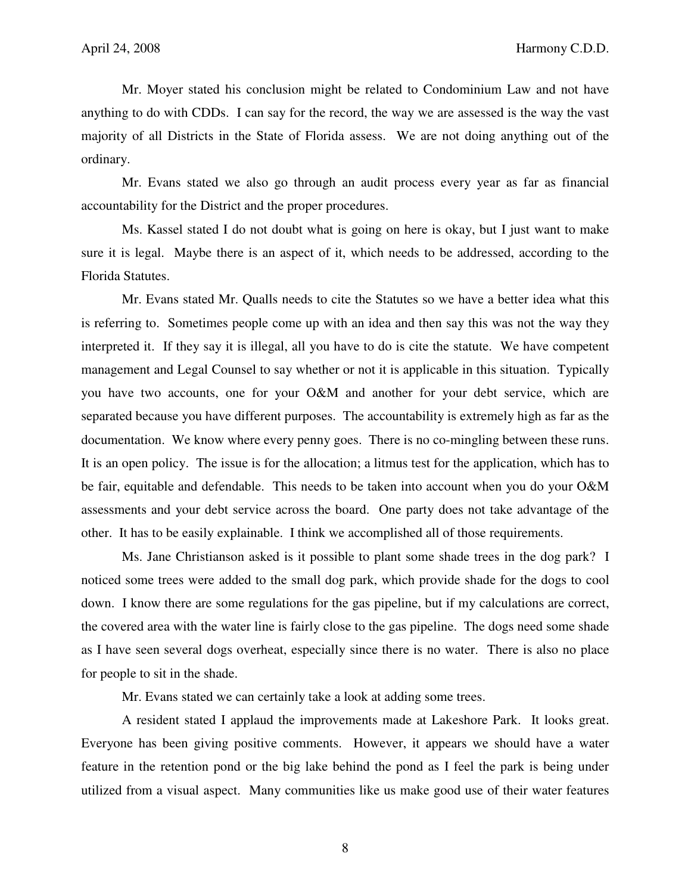Mr. Moyer stated his conclusion might be related to Condominium Law and not have anything to do with CDDs. I can say for the record, the way we are assessed is the way the vast majority of all Districts in the State of Florida assess. We are not doing anything out of the ordinary.

Mr. Evans stated we also go through an audit process every year as far as financial accountability for the District and the proper procedures.

Ms. Kassel stated I do not doubt what is going on here is okay, but I just want to make sure it is legal. Maybe there is an aspect of it, which needs to be addressed, according to the Florida Statutes.

Mr. Evans stated Mr. Qualls needs to cite the Statutes so we have a better idea what this is referring to. Sometimes people come up with an idea and then say this was not the way they interpreted it. If they say it is illegal, all you have to do is cite the statute. We have competent management and Legal Counsel to say whether or not it is applicable in this situation. Typically you have two accounts, one for your O&M and another for your debt service, which are separated because you have different purposes. The accountability is extremely high as far as the documentation. We know where every penny goes. There is no co-mingling between these runs. It is an open policy. The issue is for the allocation; a litmus test for the application, which has to be fair, equitable and defendable. This needs to be taken into account when you do your O&M assessments and your debt service across the board. One party does not take advantage of the other. It has to be easily explainable. I think we accomplished all of those requirements.

Ms. Jane Christianson asked is it possible to plant some shade trees in the dog park? I noticed some trees were added to the small dog park, which provide shade for the dogs to cool down. I know there are some regulations for the gas pipeline, but if my calculations are correct, the covered area with the water line is fairly close to the gas pipeline. The dogs need some shade as I have seen several dogs overheat, especially since there is no water. There is also no place for people to sit in the shade.

Mr. Evans stated we can certainly take a look at adding some trees.

A resident stated I applaud the improvements made at Lakeshore Park. It looks great. Everyone has been giving positive comments. However, it appears we should have a water feature in the retention pond or the big lake behind the pond as I feel the park is being under utilized from a visual aspect. Many communities like us make good use of their water features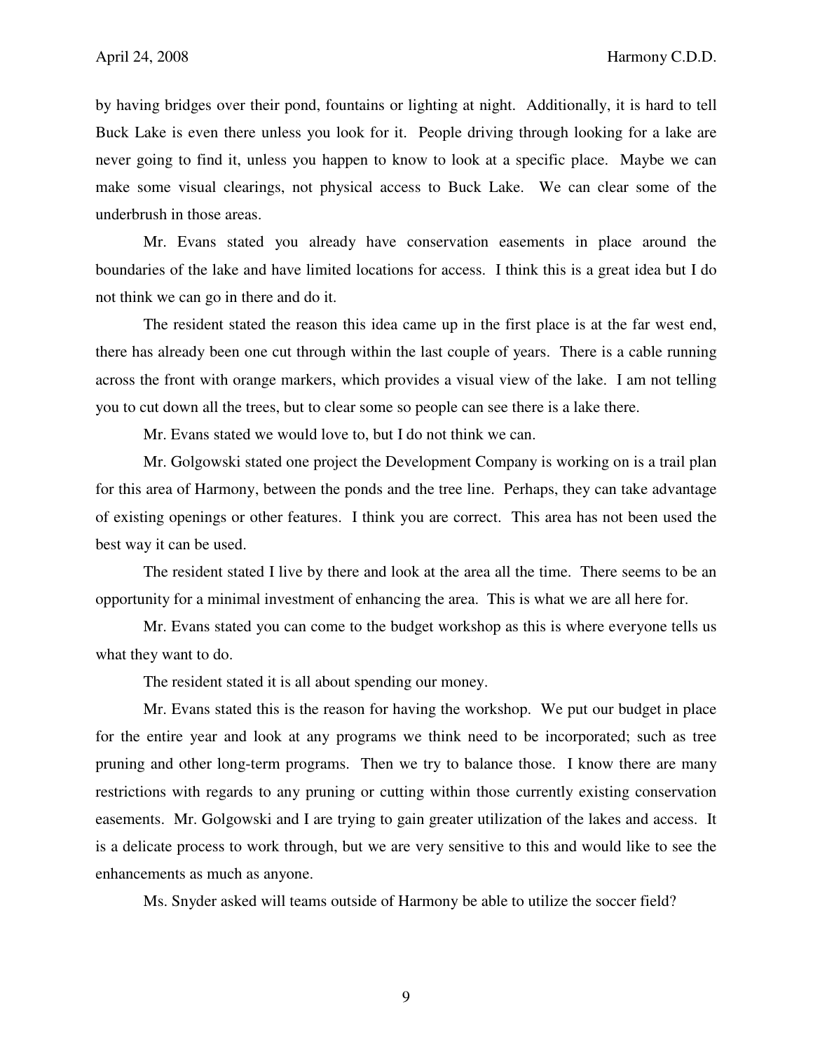by having bridges over their pond, fountains or lighting at night. Additionally, it is hard to tell Buck Lake is even there unless you look for it. People driving through looking for a lake are never going to find it, unless you happen to know to look at a specific place. Maybe we can make some visual clearings, not physical access to Buck Lake. We can clear some of the underbrush in those areas.

Mr. Evans stated you already have conservation easements in place around the boundaries of the lake and have limited locations for access. I think this is a great idea but I do not think we can go in there and do it.

The resident stated the reason this idea came up in the first place is at the far west end, there has already been one cut through within the last couple of years. There is a cable running across the front with orange markers, which provides a visual view of the lake. I am not telling you to cut down all the trees, but to clear some so people can see there is a lake there.

Mr. Evans stated we would love to, but I do not think we can.

Mr. Golgowski stated one project the Development Company is working on is a trail plan for this area of Harmony, between the ponds and the tree line. Perhaps, they can take advantage of existing openings or other features. I think you are correct. This area has not been used the best way it can be used.

The resident stated I live by there and look at the area all the time. There seems to be an opportunity for a minimal investment of enhancing the area. This is what we are all here for.

Mr. Evans stated you can come to the budget workshop as this is where everyone tells us what they want to do.

The resident stated it is all about spending our money.

Mr. Evans stated this is the reason for having the workshop. We put our budget in place for the entire year and look at any programs we think need to be incorporated; such as tree pruning and other long-term programs. Then we try to balance those. I know there are many restrictions with regards to any pruning or cutting within those currently existing conservation easements. Mr. Golgowski and I are trying to gain greater utilization of the lakes and access. It is a delicate process to work through, but we are very sensitive to this and would like to see the enhancements as much as anyone.

Ms. Snyder asked will teams outside of Harmony be able to utilize the soccer field?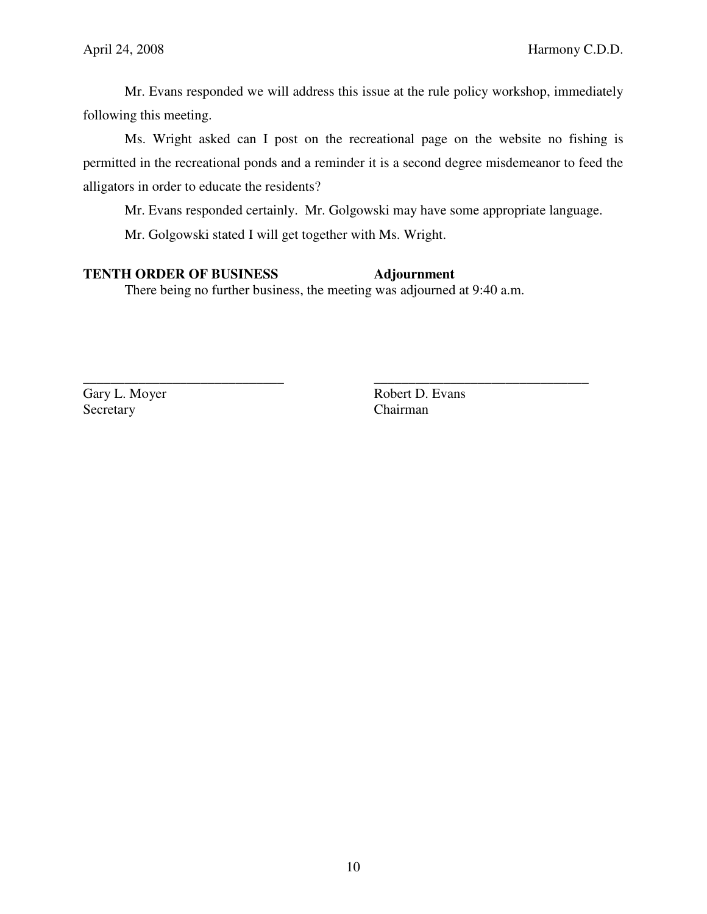Mr. Evans responded we will address this issue at the rule policy workshop, immediately following this meeting.

Ms. Wright asked can I post on the recreational page on the website no fishing is permitted in the recreational ponds and a reminder it is a second degree misdemeanor to feed the alligators in order to educate the residents?

Mr. Evans responded certainly. Mr. Golgowski may have some appropriate language.

Mr. Golgowski stated I will get together with Ms. Wright.

**TENTH ORDER OF BUSINESS** **Adjournment**

There being no further business, the meeting was adjourned at 9:40 a.m.

______________________________ ________________________________

Gary L. Moyer Robert D. Evans
Secretary Chairman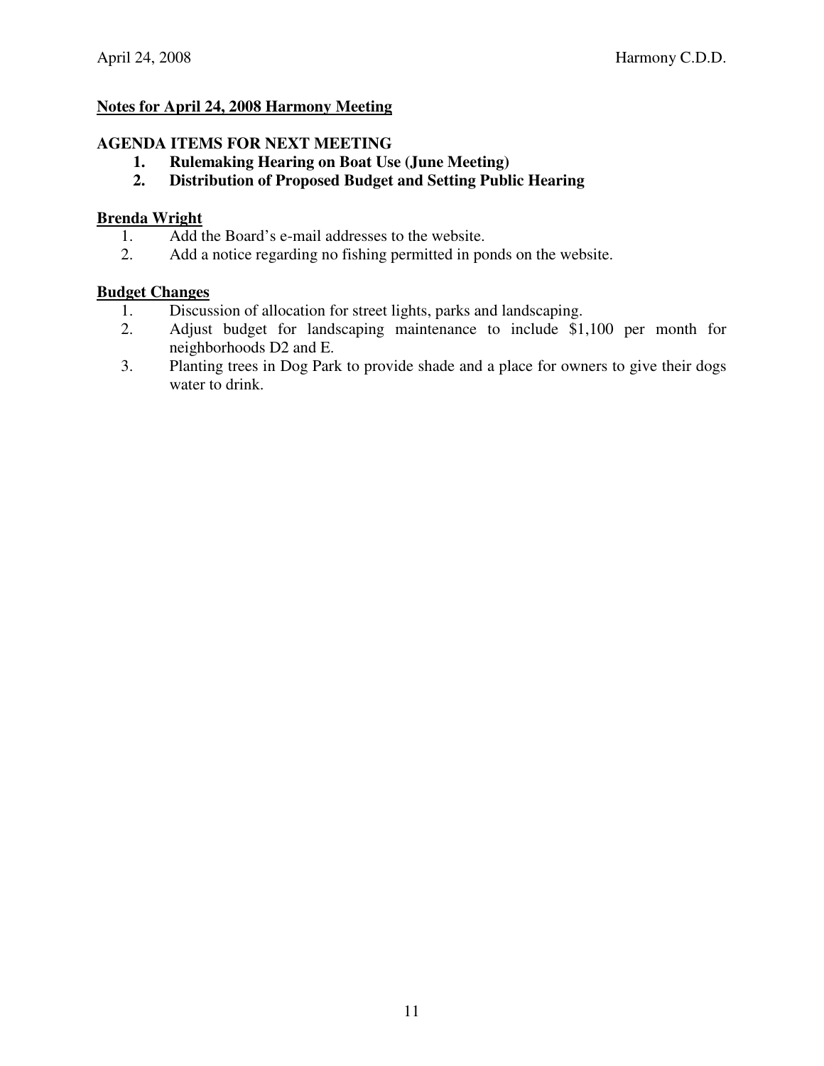**Notes for April 24, 2008 Harmony Meeting**

**AGENDA ITEMS FOR NEXT MEETING**

1. **Rulemaking Hearing on Boat Use (June Meeting)**
2. **Distribution of Proposed Budget and Setting Public Hearing**

**Brenda Wright**

1. Add the Board's e-mail addresses to the website.
2. Add a notice regarding no fishing permitted in ponds on the website.

**Budget Changes**

1. Discussion of allocation for street lights, parks and landscaping.
2. Adjust budget for landscaping maintenance to include $1,100 per month for neighborhoods D2 and E.
3. Planting trees in Dog Park to provide shade and a place for owners to give their dogs water to drink.